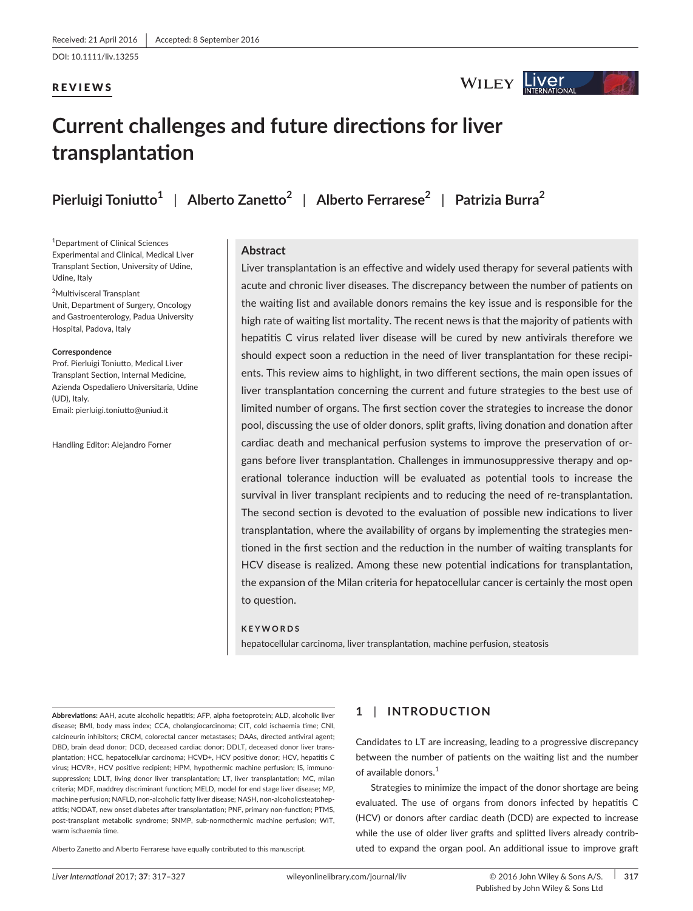Received: 21 April 2016 | Accepted: 8 September 2016

DOI: 10.1111/liv.13255

REVIEWS

# Current challenges and future directions for liver transplantation

**Pierluigi Toniutto**[1] | **Alberto Zanetto**[2] | **Alberto Ferrarese**[2] | **Patrizia Burra**[2]

[1]Department of Clinical Sciences Experimental and Clinical, Medical Liver Transplant Section, University of Udine, Udine, Italy

[2]Multivisceral Transplant Unit, Department of Surgery, Oncology and Gastroenterology, Padua University Hospital, Padova, Italy

**Correspondence**
Prof. Pierluigi Toniutto, Medical Liver Transplant Section, Internal Medicine, Azienda Ospedaliero Universitaria, Udine (UD), Italy.
Email: pierluigi.toniutto@uniud.it

Handling Editor: Alejandro Forner

## Abstract

Liver transplantation is an effective and widely used therapy for several patients with acute and chronic liver diseases. The discrepancy between the number of patients on the waiting list and available donors remains the key issue and is responsible for the high rate of waiting list mortality. The recent news is that the majority of patients with hepatitis C virus related liver disease will be cured by new antivirals therefore we should expect soon a reduction in the need of liver transplantation for these recipients. This review aims to highlight, in two different sections, the main open issues of liver transplantation concerning the current and future strategies to the best use of limited number of organs. The first section cover the strategies to increase the donor pool, discussing the use of older donors, split grafts, living donation and donation after cardiac death and mechanical perfusion systems to improve the preservation of organs before liver transplantation. Challenges in immunosuppressive therapy and operational tolerance induction will be evaluated as potential tools to increase the survival in liver transplant recipients and to reducing the need of re-transplantation. The second section is devoted to the evaluation of possible new indications to liver transplantation, where the availability of organs by implementing the strategies mentioned in the first section and the reduction in the number of waiting transplants for HCV disease is realized. Among these new potential indications for transplantation, the expansion of the Milan criteria for hepatocellular cancer is certainly the most open to question.

**KEYWORDS**

hepatocellular carcinoma, liver transplantation, machine perfusion, steatosis

**Abbreviations:** AAH, acute alcoholic hepatitis; AFP, alpha foetoprotein; ALD, alcoholic liver disease; BMI, body mass index; CCA, cholangiocarcinoma; CIT, cold ischaemia time; CNI, calcineurin inhibitors; CRCM, colorectal cancer metastases; DAAs, directed antiviral agent; DBD, brain dead donor; DCD, deceased cardiac donor; DDLT, deceased donor liver transplantation; HCC, hepatocellular carcinoma; HCVD+, HCV positive donor; HCV, hepatitis C virus; HCVR+, HCV positive recipient; HPM, hypothermic machine perfusion; IS, immunosuppression; LDLT, living donor liver transplantation; LT, liver transplantation; MC, milan criteria; MDF, maddrey discriminant function; MELD, model for end stage liver disease; MP, machine perfusion; NAFLD, non-alcoholic fatty liver disease; NASH, non-alcoholicsteatohepatitis; NODAT, new onset diabetes after transplantation; PNF, primary non-function; PTMS, post-transplant metabolic syndrome; SNMP, sub-normothermic machine perfusion; WIT, warm ischaemia time.

Alberto Zanetto and Alberto Ferrarese have equally contributed to this manuscript.

## 1 | INTRODUCTION

Candidates to LT are increasing, leading to a progressive discrepancy between the number of patients on the waiting list and the number of available donors.[1]

Strategies to minimize the impact of the donor shortage are being evaluated. The use of organs from donors infected by hepatitis C (HCV) or donors after cardiac death (DCD) are expected to increase while the use of older liver grafts and splitted livers already contributed to expand the organ pool. An additional issue to improve graft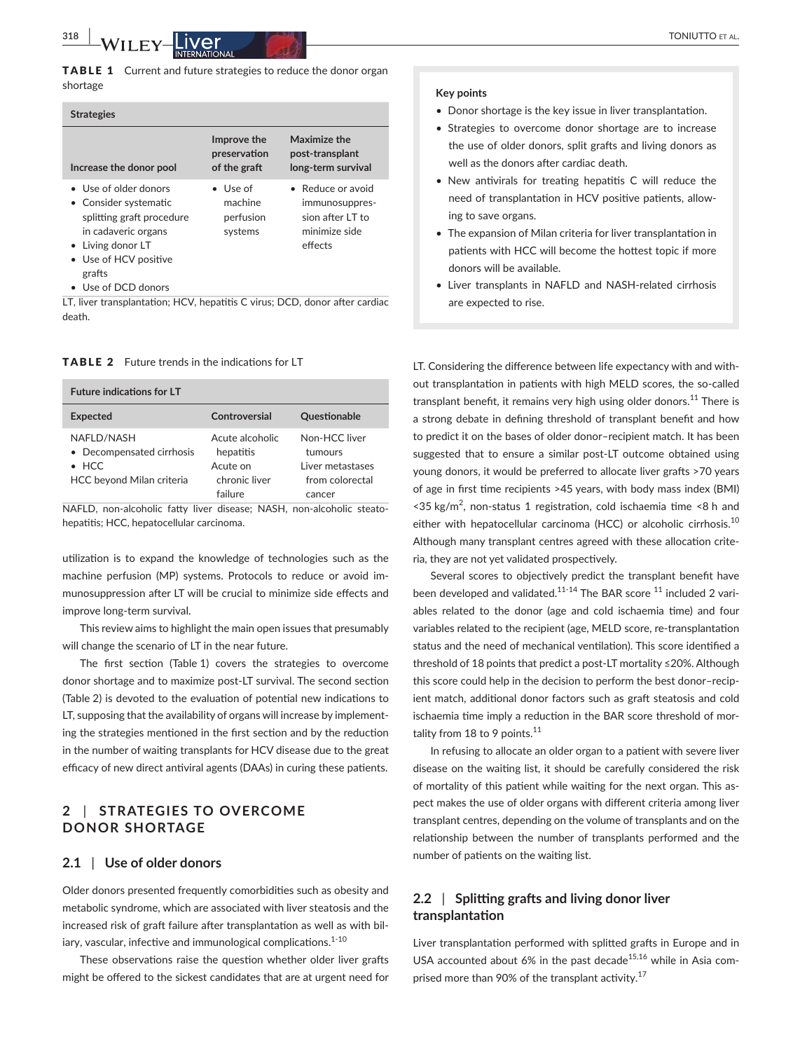**TABLE 1** Current and future strategies to reduce the donor organ shortage

| Strategies | | |
|---|---|---|
| **Increase the donor pool** | **Improve the preservation of the graft** | **Maximize the post-transplant long-term survival** |
| • Use of older donors<br>• Consider systematic splitting graft procedure in cadaveric organs<br>• Living donor LT<br>• Use of HCV positive grafts<br>• Use of DCD donors | • Use of machine perfusion systems | • Reduce or avoid immunosuppression after LT to minimize side effects |

LT, liver transplantation; HCV, hepatitis C virus; DCD, donor after cardiac death.

**TABLE 2** Future trends in the indications for LT

| Future indications for LT | | |
|---|---|---|
| **Expected** | **Controversial** | **Questionable** |
| NAFLD/NASH<br>• Decompensated cirrhosis<br>• HCC<br>HCC beyond Milan criteria | Acute alcoholic hepatitis<br>Acute on chronic liver failure | Non-HCC liver tumours<br>Liver metastases from colorectal cancer |

NAFLD, non-alcoholic fatty liver disease; NASH, non-alcoholic steatohepatitis; HCC, hepatocellular carcinoma.

utilization is to expand the knowledge of technologies such as the machine perfusion (MP) systems. Protocols to reduce or avoid immunosuppression after LT will be crucial to minimize side effects and improve long-term survival.

This review aims to highlight the main open issues that presumably will change the scenario of LT in the near future.

The first section (Table 1) covers the strategies to overcome donor shortage and to maximize post-LT survival. The second section (Table 2) is devoted to the evaluation of potential new indications to LT, supposing that the availability of organs will increase by implementing the strategies mentioned in the first section and by the reduction in the number of waiting transplants for HCV disease due to the great efficacy of new direct antiviral agents (DAAs) in curing these patients.

> **Key points**
>
> - Donor shortage is the key issue in liver transplantation.
> - Strategies to overcome donor shortage are to increase the use of older donors, split grafts and living donors as well as the donors after cardiac death.
> - New antivirals for treating hepatitis C will reduce the need of transplantation in HCV positive patients, allowing to save organs.
> - The expansion of Milan criteria for liver transplantation in patients with HCC will become the hottest topic if more donors will be available.
> - Liver transplants in NAFLD and NASH-related cirrhosis are expected to rise.

## 2 | STRATEGIES TO OVERCOME DONOR SHORTAGE

### 2.1 | Use of older donors

Older donors presented frequently comorbidities such as obesity and metabolic syndrome, which are associated with liver steatosis and the increased risk of graft failure after transplantation as well as with biliary, vascular, infective and immunological complications.[1-10]

These observations raise the question whether older liver grafts might be offered to the sickest candidates that are at urgent need for LT. Considering the difference between life expectancy with and without transplantation in patients with high MELD scores, the so-called transplant benefit, it remains very high using older donors.[11] There is a strong debate in defining threshold of transplant benefit and how to predict it on the bases of older donor–recipient match. It has been suggested that to ensure a similar post-LT outcome obtained using young donors, it would be preferred to allocate liver grafts >70 years of age in first time recipients >45 years, with body mass index (BMI) <35 kg/m$^2$, non-status 1 registration, cold ischaemia time <8 h and either with hepatocellular carcinoma (HCC) or alcoholic cirrhosis.[10] Although many transplant centres agreed with these allocation criteria, they are not yet validated prospectively.

Several scores to objectively predict the transplant benefit have been developed and validated.[11-14] The BAR score [11] included 2 variables related to the donor (age and cold ischaemia time) and four variables related to the recipient (age, MELD score, re-transplantation status and the need of mechanical ventilation). This score identified a threshold of 18 points that predict a post-LT mortality ≤20%. Although this score could help in the decision to perform the best donor–recipient match, additional donor factors such as graft steatosis and cold ischaemia time imply a reduction in the BAR score threshold of mortality from 18 to 9 points.[11]

In refusing to allocate an older organ to a patient with severe liver disease on the waiting list, it should be carefully considered the risk of mortality of this patient while waiting for the next organ. This aspect makes the use of older organs with different criteria among liver transplant centres, depending on the volume of transplants and on the relationship between the number of transplants performed and the number of patients on the waiting list.

### 2.2 | Splitting grafts and living donor liver transplantation

Liver transplantation performed with splitted grafts in Europe and in USA accounted about 6% in the past decade[15,16] while in Asia comprised more than 90% of the transplant activity.[17]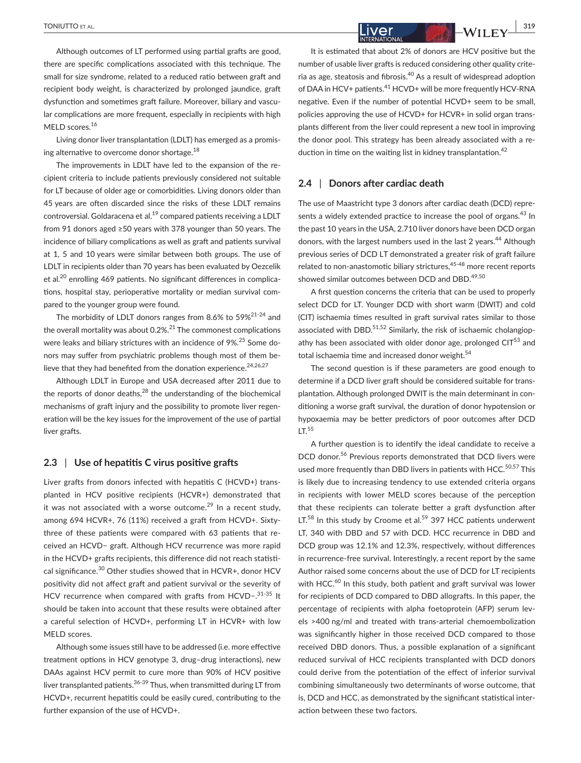Although outcomes of LT performed using partial grafts are good, there are specific complications associated with this technique. The small for size syndrome, related to a reduced ratio between graft and recipient body weight, is characterized by prolonged jaundice, graft dysfunction and sometimes graft failure. Moreover, biliary and vascular complications are more frequent, especially in recipients with high MELD scores.[16]

Living donor liver transplantation (LDLT) has emerged as a promising alternative to overcome donor shortage.[18]

The improvements in LDLT have led to the expansion of the recipient criteria to include patients previously considered not suitable for LT because of older age or comorbidities. Living donors older than 45 years are often discarded since the risks of these LDLT remains controversial. Goldaracena et al.[19] compared patients receiving a LDLT from 91 donors aged ≥50 years with 378 younger than 50 years. The incidence of biliary complications as well as graft and patients survival at 1, 5 and 10 years were similar between both groups. The use of LDLT in recipients older than 70 years has been evaluated by Oezcelik et al.[20] enrolling 469 patients. No significant differences in complications, hospital stay, perioperative mortality or median survival compared to the younger group were found.

The morbidity of LDLT donors ranges from 8.6% to 59%[21-24] and the overall mortality was about 0.2%.[21] The commonest complications were leaks and biliary strictures with an incidence of 9%.[25] Some donors may suffer from psychiatric problems though most of them believe that they had benefited from the donation experience.[24,26,27]

Although LDLT in Europe and USA decreased after 2011 due to the reports of donor deaths,[28] the understanding of the biochemical mechanisms of graft injury and the possibility to promote liver regeneration will be the key issues for the improvement of the use of partial liver grafts.

### 2.3 | Use of hepatitis C virus positive grafts

Liver grafts from donors infected with hepatitis C (HCVD+) transplanted in HCV positive recipients (HCVR+) demonstrated that it was not associated with a worse outcome.[29] In a recent study, among 694 HCVR+, 76 (11%) received a graft from HCVD+. Sixty-three of these patients were compared with 63 patients that received an HCVD− graft. Although HCV recurrence was more rapid in the HCVD+ grafts recipients, this difference did not reach statistical significance.[30] Other studies showed that in HCVR+, donor HCV positivity did not affect graft and patient survival or the severity of HCV recurrence when compared with grafts from HCVD−.[31-35] It should be taken into account that these results were obtained after a careful selection of HCVD+, performing LT in HCVR+ with low MELD scores.

Although some issues still have to be addressed (i.e. more effective treatment options in HCV genotype 3, drug–drug interactions), new DAAs against HCV permit to cure more than 90% of HCV positive liver transplanted patients.[36-39] Thus, when transmitted during LT from HCVD+, recurrent hepatitis could be easily cured, contributing to the further expansion of the use of HCVD+.

It is estimated that about 2% of donors are HCV positive but the number of usable liver grafts is reduced considering other quality criteria as age, steatosis and fibrosis.[40] As a result of widespread adoption of DAA in HCV+ patients.[41] HCVD+ will be more frequently HCV-RNA negative. Even if the number of potential HCVD+ seem to be small, policies approving the use of HCVD+ for HCVR+ in solid organ transplants different from the liver could represent a new tool in improving the donor pool. This strategy has been already associated with a reduction in time on the waiting list in kidney transplantation.[42]

### 2.4 | Donors after cardiac death

The use of Maastricht type 3 donors after cardiac death (DCD) represents a widely extended practice to increase the pool of organs.[43] In the past 10 years in the USA, 2.710 liver donors have been DCD organ donors, with the largest numbers used in the last 2 years.[44] Although previous series of DCD LT demonstrated a greater risk of graft failure related to non-anastomotic biliary strictures,[45-48] more recent reports showed similar outcomes between DCD and DBD.[49,50]

A first question concerns the criteria that can be used to properly select DCD for LT. Younger DCD with short warm (DWIT) and cold (CIT) ischaemia times resulted in graft survival rates similar to those associated with DBD.[51,52] Similarly, the risk of ischaemic cholangiopathy has been associated with older donor age, prolonged CIT[53] and total ischaemia time and increased donor weight.[54]

The second question is if these parameters are good enough to determine if a DCD liver graft should be considered suitable for transplantation. Although prolonged DWIT is the main determinant in conditioning a worse graft survival, the duration of donor hypotension or hypoxaemia may be better predictors of poor outcomes after DCD LT.[55]

A further question is to identify the ideal candidate to receive a DCD donor.[56] Previous reports demonstrated that DCD livers were used more frequently than DBD livers in patients with HCC.[50,57] This is likely due to increasing tendency to use extended criteria organs in recipients with lower MELD scores because of the perception that these recipients can tolerate better a graft dysfunction after LT.[58] In this study by Croome et al.[59] 397 HCC patients underwent LT, 340 with DBD and 57 with DCD. HCC recurrence in DBD and DCD group was 12.1% and 12.3%, respectively, without differences in recurrence-free survival. Interestingly, a recent report by the same Author raised some concerns about the use of DCD for LT recipients with HCC.[60] In this study, both patient and graft survival was lower for recipients of DCD compared to DBD allografts. In this paper, the percentage of recipients with alpha foetoprotein (AFP) serum levels >400 ng/ml and treated with trans-arterial chemoembolization was significantly higher in those received DCD compared to those received DBD donors. Thus, a possible explanation of a significant reduced survival of HCC recipients transplanted with DCD donors could derive from the potentiation of the effect of inferior survival combining simultaneously two determinants of worse outcome, that is, DCD and HCC, as demonstrated by the significant statistical interaction between these two factors.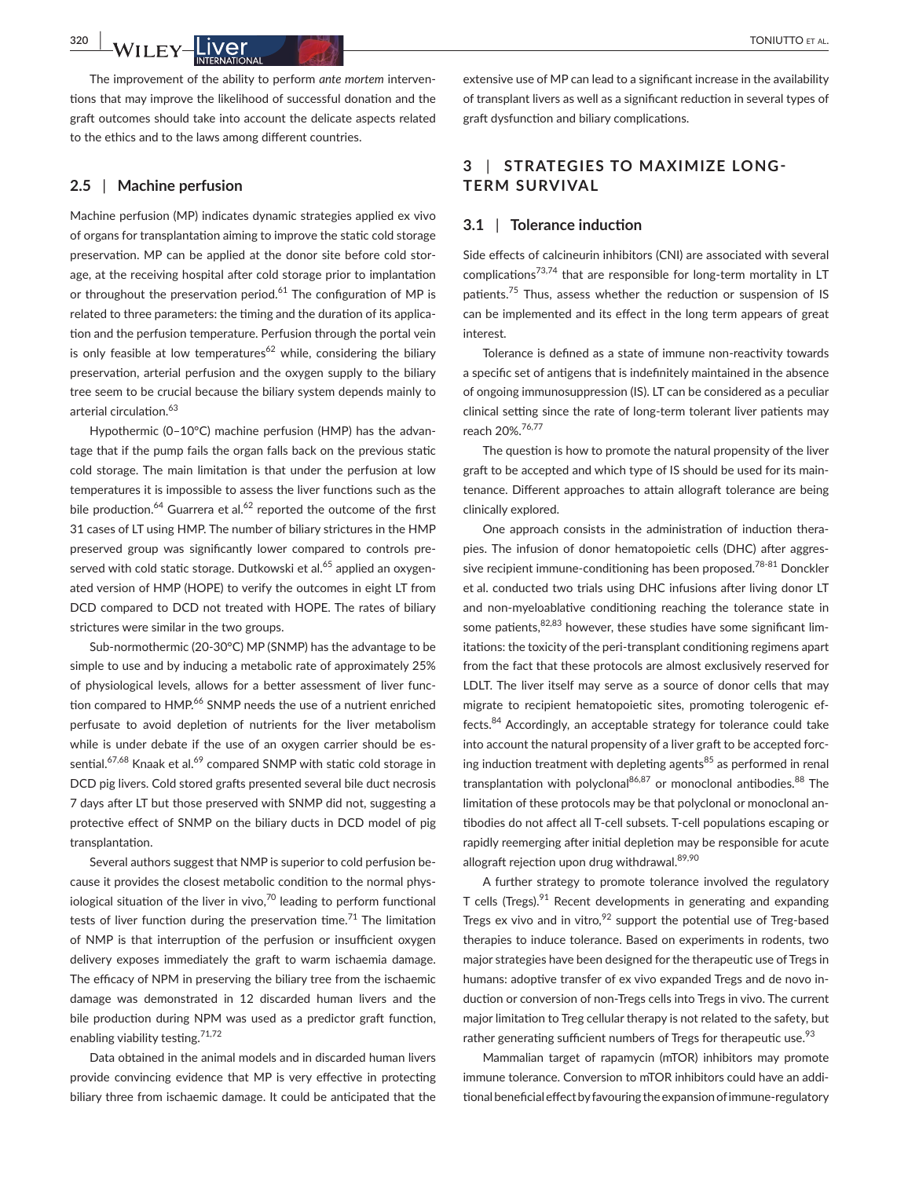The improvement of the ability to perform *ante mortem* interventions that may improve the likelihood of successful donation and the graft outcomes should take into account the delicate aspects related to the ethics and to the laws among different countries.

### 2.5 | Machine perfusion

Machine perfusion (MP) indicates dynamic strategies applied ex vivo of organs for transplantation aiming to improve the static cold storage preservation. MP can be applied at the donor site before cold storage, at the receiving hospital after cold storage prior to implantation or throughout the preservation period.[61] The configuration of MP is related to three parameters: the timing and the duration of its application and the perfusion temperature. Perfusion through the portal vein is only feasible at low temperatures[62] while, considering the biliary preservation, arterial perfusion and the oxygen supply to the biliary tree seem to be crucial because the biliary system depends mainly to arterial circulation.[63]

Hypothermic (0–10°C) machine perfusion (HMP) has the advantage that if the pump fails the organ falls back on the previous static cold storage. The main limitation is that under the perfusion at low temperatures it is impossible to assess the liver functions such as the bile production.[64] Guarrera et al.[62] reported the outcome of the first 31 cases of LT using HMP. The number of biliary strictures in the HMP preserved group was significantly lower compared to controls preserved with cold static storage. Dutkowski et al.[65] applied an oxygenated version of HMP (HOPE) to verify the outcomes in eight LT from DCD compared to DCD not treated with HOPE. The rates of biliary strictures were similar in the two groups.

Sub-normothermic (20-30°C) MP (SNMP) has the advantage to be simple to use and by inducing a metabolic rate of approximately 25% of physiological levels, allows for a better assessment of liver function compared to HMP.[66] SNMP needs the use of a nutrient enriched perfusate to avoid depletion of nutrients for the liver metabolism while is under debate if the use of an oxygen carrier should be essential.[67,68] Knaak et al.[69] compared SNMP with static cold storage in DCD pig livers. Cold stored grafts presented several bile duct necrosis 7 days after LT but those preserved with SNMP did not, suggesting a protective effect of SNMP on the biliary ducts in DCD model of pig transplantation.

Several authors suggest that NMP is superior to cold perfusion because it provides the closest metabolic condition to the normal physiological situation of the liver in vivo,[70] leading to perform functional tests of liver function during the preservation time.[71] The limitation of NMP is that interruption of the perfusion or insufficient oxygen delivery exposes immediately the graft to warm ischaemia damage. The efficacy of NPM in preserving the biliary tree from the ischaemic damage was demonstrated in 12 discarded human livers and the bile production during NPM was used as a predictor graft function, enabling viability testing.[71,72]

Data obtained in the animal models and in discarded human livers provide convincing evidence that MP is very effective in protecting biliary three from ischaemic damage. It could be anticipated that the extensive use of MP can lead to a significant increase in the availability of transplant livers as well as a significant reduction in several types of graft dysfunction and biliary complications.

## 3 | STRATEGIES TO MAXIMIZE LONG-TERM SURVIVAL

### 3.1 | Tolerance induction

Side effects of calcineurin inhibitors (CNI) are associated with several complications[73,74] that are responsible for long-term mortality in LT patients.[75] Thus, assess whether the reduction or suspension of IS can be implemented and its effect in the long term appears of great interest.

Tolerance is defined as a state of immune non-reactivity towards a specific set of antigens that is indefinitely maintained in the absence of ongoing immunosuppression (IS). LT can be considered as a peculiar clinical setting since the rate of long-term tolerant liver patients may reach 20%.[76,77]

The question is how to promote the natural propensity of the liver graft to be accepted and which type of IS should be used for its maintenance. Different approaches to attain allograft tolerance are being clinically explored.

One approach consists in the administration of induction therapies. The infusion of donor hematopoietic cells (DHC) after aggressive recipient immune-conditioning has been proposed.[78-81] Donckler et al. conducted two trials using DHC infusions after living donor LT and non-myeloablative conditioning reaching the tolerance state in some patients,[82,83] however, these studies have some significant limitations: the toxicity of the peri-transplant conditioning regimens apart from the fact that these protocols are almost exclusively reserved for LDLT. The liver itself may serve as a source of donor cells that may migrate to recipient hematopoietic sites, promoting tolerogenic effects.[84] Accordingly, an acceptable strategy for tolerance could take into account the natural propensity of a liver graft to be accepted forcing induction treatment with depleting agents[85] as performed in renal transplantation with polyclonal[86,87] or monoclonal antibodies.[88] The limitation of these protocols may be that polyclonal or monoclonal antibodies do not affect all T-cell subsets. T-cell populations escaping or rapidly reemerging after initial depletion may be responsible for acute allograft rejection upon drug withdrawal.[89,90]

A further strategy to promote tolerance involved the regulatory T cells (Tregs).[91] Recent developments in generating and expanding Tregs ex vivo and in vitro,[92] support the potential use of Treg-based therapies to induce tolerance. Based on experiments in rodents, two major strategies have been designed for the therapeutic use of Tregs in humans: adoptive transfer of ex vivo expanded Tregs and de novo induction or conversion of non-Tregs cells into Tregs in vivo. The current major limitation to Treg cellular therapy is not related to the safety, but rather generating sufficient numbers of Tregs for therapeutic use.[93]

Mammalian target of rapamycin (mTOR) inhibitors may promote immune tolerance. Conversion to mTOR inhibitors could have an additional beneficial effect by favouring the expansion of immune-regulatory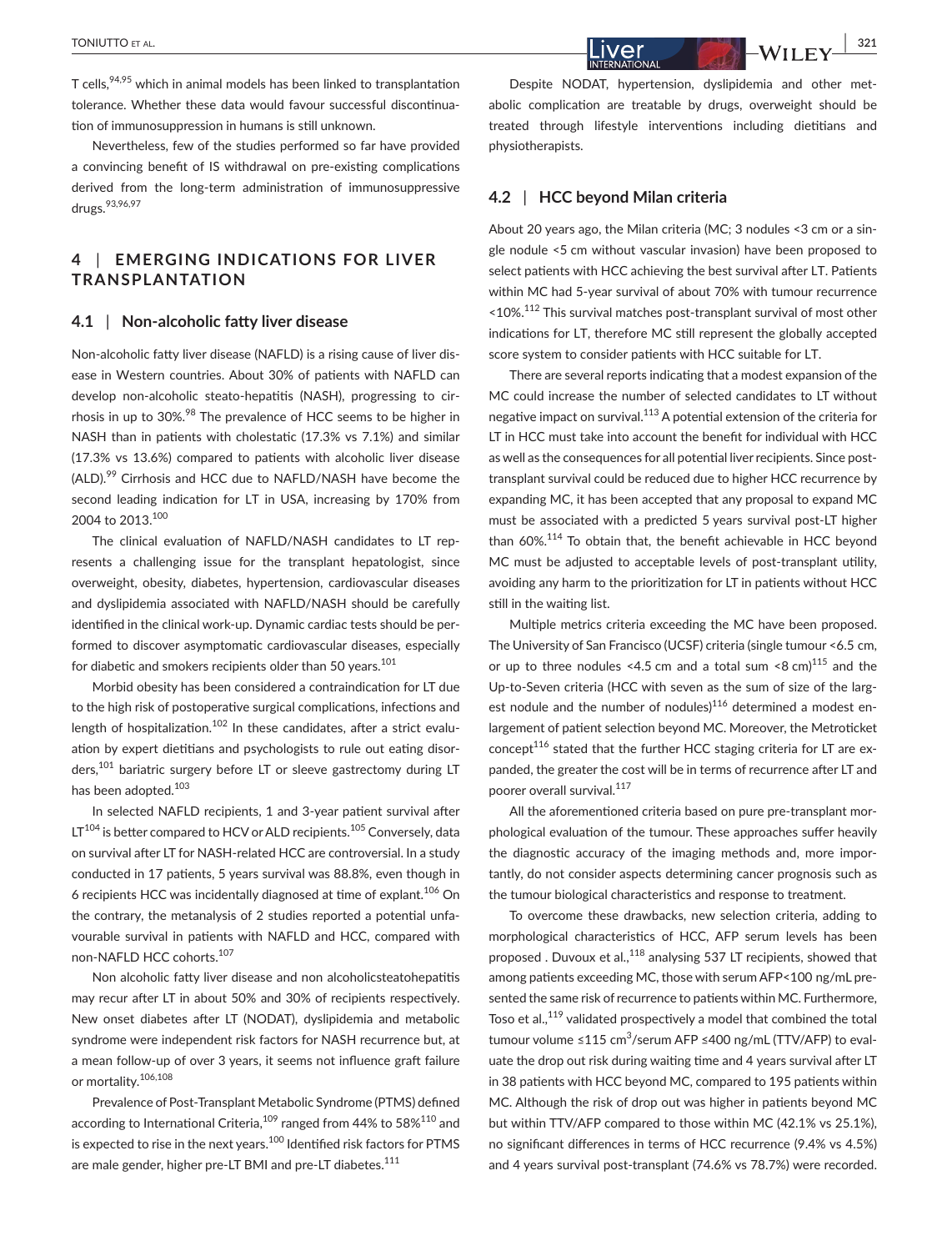T cells,[94,95] which in animal models has been linked to transplantation tolerance. Whether these data would favour successful discontinuation of immunosuppression in humans is still unknown.

Nevertheless, few of the studies performed so far have provided a convincing benefit of IS withdrawal on pre-existing complications derived from the long-term administration of immunosuppressive drugs.[93,96,97]

## 4 | EMERGING INDICATIONS FOR LIVER TRANSPLANTATION

### 4.1 | Non-alcoholic fatty liver disease

Non-alcoholic fatty liver disease (NAFLD) is a rising cause of liver disease in Western countries. About 30% of patients with NAFLD can develop non-alcoholic steato-hepatitis (NASH), progressing to cirrhosis in up to 30%.[98] The prevalence of HCC seems to be higher in NASH than in patients with cholestatic (17.3% vs 7.1%) and similar (17.3% vs 13.6%) compared to patients with alcoholic liver disease (ALD).[99] Cirrhosis and HCC due to NAFLD/NASH have become the second leading indication for LT in USA, increasing by 170% from 2004 to 2013.[100]

The clinical evaluation of NAFLD/NASH candidates to LT represents a challenging issue for the transplant hepatologist, since overweight, obesity, diabetes, hypertension, cardiovascular diseases and dyslipidemia associated with NAFLD/NASH should be carefully identified in the clinical work-up. Dynamic cardiac tests should be performed to discover asymptomatic cardiovascular diseases, especially for diabetic and smokers recipients older than 50 years.[101]

Morbid obesity has been considered a contraindication for LT due to the high risk of postoperative surgical complications, infections and length of hospitalization.[102] In these candidates, after a strict evaluation by expert dietitians and psychologists to rule out eating disorders,[101] bariatric surgery before LT or sleeve gastrectomy during LT has been adopted.[103]

In selected NAFLD recipients, 1 and 3-year patient survival after LT[104] is better compared to HCV or ALD recipients.[105] Conversely, data on survival after LT for NASH-related HCC are controversial. In a study conducted in 17 patients, 5 years survival was 88.8%, even though in 6 recipients HCC was incidentally diagnosed at time of explant.[106] On the contrary, the metanalysis of 2 studies reported a potential unfavourable survival in patients with NAFLD and HCC, compared with non-NAFLD HCC cohorts.[107]

Non alcoholic fatty liver disease and non alcoholicsteatohepatitis may recur after LT in about 50% and 30% of recipients respectively. New onset diabetes after LT (NODAT), dyslipidemia and metabolic syndrome were independent risk factors for NASH recurrence but, at a mean follow-up of over 3 years, it seems not influence graft failure or mortality.[106,108]

Prevalence of Post-Transplant Metabolic Syndrome (PTMS) defined according to International Criteria,[109] ranged from 44% to 58%[110] and is expected to rise in the next years.[100] Identified risk factors for PTMS are male gender, higher pre-LT BMI and pre-LT diabetes.[111]

Despite NODAT, hypertension, dyslipidemia and other metabolic complication are treatable by drugs, overweight should be treated through lifestyle interventions including dietitians and physiotherapists.

### 4.2 | HCC beyond Milan criteria

About 20 years ago, the Milan criteria (MC; 3 nodules <3 cm or a single nodule <5 cm without vascular invasion) have been proposed to select patients with HCC achieving the best survival after LT. Patients within MC had 5-year survival of about 70% with tumour recurrence <10%.[112] This survival matches post-transplant survival of most other indications for LT, therefore MC still represent the globally accepted score system to consider patients with HCC suitable for LT.

There are several reports indicating that a modest expansion of the MC could increase the number of selected candidates to LT without negative impact on survival.[113] A potential extension of the criteria for LT in HCC must take into account the benefit for individual with HCC as well as the consequences for all potential liver recipients. Since post-transplant survival could be reduced due to higher HCC recurrence by expanding MC, it has been accepted that any proposal to expand MC must be associated with a predicted 5 years survival post-LT higher than 60%.[114] To obtain that, the benefit achievable in HCC beyond MC must be adjusted to acceptable levels of post-transplant utility, avoiding any harm to the prioritization for LT in patients without HCC still in the waiting list.

Multiple metrics criteria exceeding the MC have been proposed. The University of San Francisco (UCSF) criteria (single tumour <6.5 cm, or up to three nodules <4.5 cm and a total sum <8 cm)[115] and the Up-to-Seven criteria (HCC with seven as the sum of size of the largest nodule and the number of nodules)[116] determined a modest enlargement of patient selection beyond MC. Moreover, the Metroticket concept[116] stated that the further HCC staging criteria for LT are expanded, the greater the cost will be in terms of recurrence after LT and poorer overall survival.[117]

All the aforementioned criteria based on pure pre-transplant morphological evaluation of the tumour. These approaches suffer heavily the diagnostic accuracy of the imaging methods and, more importantly, do not consider aspects determining cancer prognosis such as the tumour biological characteristics and response to treatment.

To overcome these drawbacks, new selection criteria, adding to morphological characteristics of HCC, AFP serum levels has been proposed . Duvoux et al.,[118] analysing 537 LT recipients, showed that among patients exceeding MC, those with serum AFP<100 ng/mL presented the same risk of recurrence to patients within MC. Furthermore, Toso et al.,[119] validated prospectively a model that combined the total tumour volume ≤115 $cm^3$/serum AFP ≤400 ng/mL (TTV/AFP) to evaluate the drop out risk during waiting time and 4 years survival after LT in 38 patients with HCC beyond MC, compared to 195 patients within MC. Although the risk of drop out was higher in patients beyond MC but within TTV/AFP compared to those within MC (42.1% vs 25.1%), no significant differences in terms of HCC recurrence (9.4% vs 4.5%) and 4 years survival post-transplant (74.6% vs 78.7%) were recorded.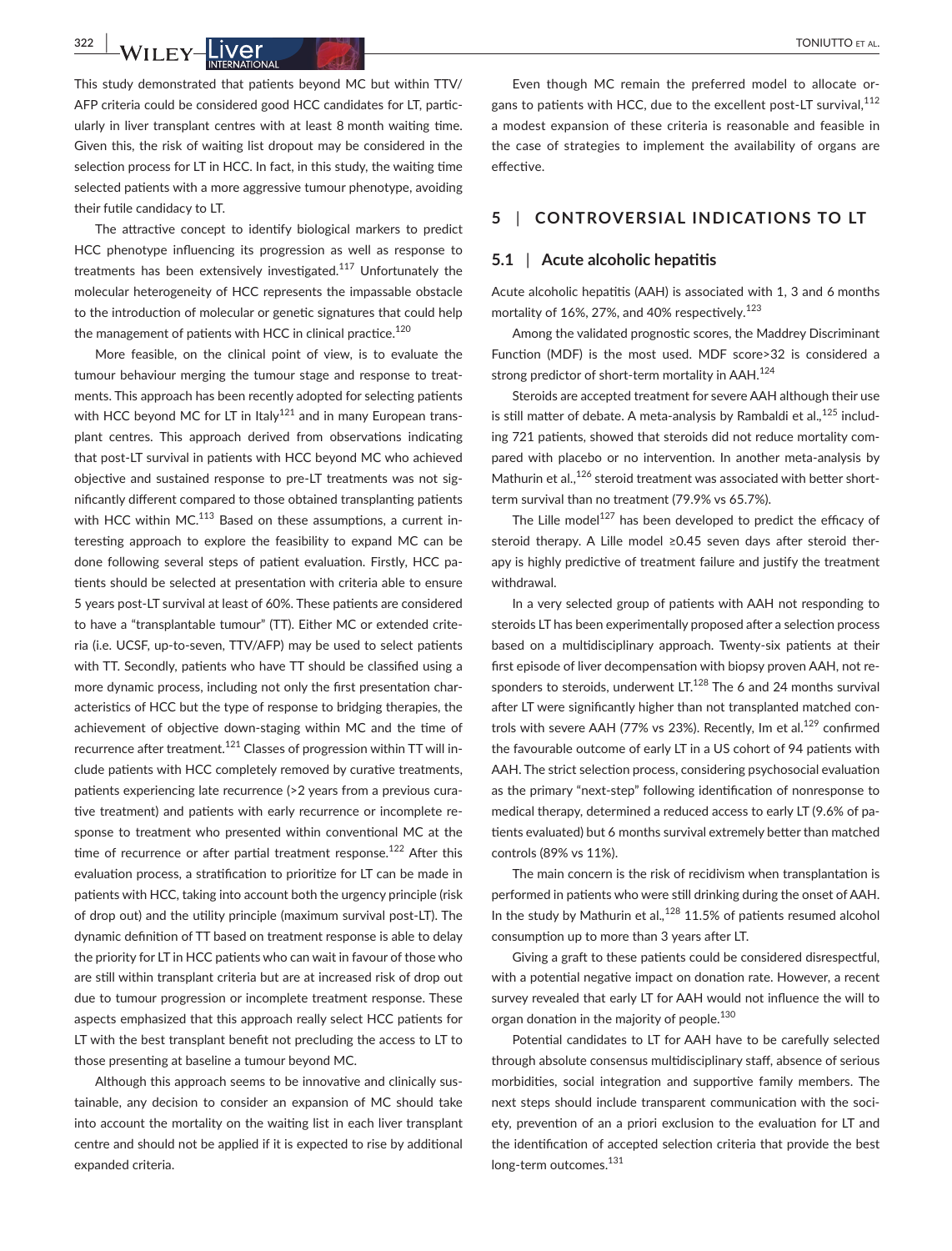This study demonstrated that patients beyond MC but within TTV/AFP criteria could be considered good HCC candidates for LT, particularly in liver transplant centres with at least 8 month waiting time. Given this, the risk of waiting list dropout may be considered in the selection process for LT in HCC. In fact, in this study, the waiting time selected patients with a more aggressive tumour phenotype, avoiding their futile candidacy to LT.

The attractive concept to identify biological markers to predict HCC phenotype influencing its progression as well as response to treatments has been extensively investigated.[117] Unfortunately the molecular heterogeneity of HCC represents the impassable obstacle to the introduction of molecular or genetic signatures that could help the management of patients with HCC in clinical practice.[120]

More feasible, on the clinical point of view, is to evaluate the tumour behaviour merging the tumour stage and response to treatments. This approach has been recently adopted for selecting patients with HCC beyond MC for LT in Italy[121] and in many European transplant centres. This approach derived from observations indicating that post-LT survival in patients with HCC beyond MC who achieved objective and sustained response to pre-LT treatments was not significantly different compared to those obtained transplanting patients with HCC within MC.[113] Based on these assumptions, a current interesting approach to explore the feasibility to expand MC can be done following several steps of patient evaluation. Firstly, HCC patients should be selected at presentation with criteria able to ensure 5 years post-LT survival at least of 60%. These patients are considered to have a "transplantable tumour" (TT). Either MC or extended criteria (i.e. UCSF, up-to-seven, TTV/AFP) may be used to select patients with TT. Secondly, patients who have TT should be classified using a more dynamic process, including not only the first presentation characteristics of HCC but the type of response to bridging therapies, the achievement of objective down-staging within MC and the time of recurrence after treatment.[121] Classes of progression within TT will include patients with HCC completely removed by curative treatments, patients experiencing late recurrence (>2 years from a previous curative treatment) and patients with early recurrence or incomplete response to treatment who presented within conventional MC at the time of recurrence or after partial treatment response.[122] After this evaluation process, a stratification to prioritize for LT can be made in patients with HCC, taking into account both the urgency principle (risk of drop out) and the utility principle (maximum survival post-LT). The dynamic definition of TT based on treatment response is able to delay the priority for LT in HCC patients who can wait in favour of those who are still within transplant criteria but are at increased risk of drop out due to tumour progression or incomplete treatment response. These aspects emphasized that this approach really select HCC patients for LT with the best transplant benefit not precluding the access to LT to those presenting at baseline a tumour beyond MC.

Although this approach seems to be innovative and clinically sustainable, any decision to consider an expansion of MC should take into account the mortality on the waiting list in each liver transplant centre and should not be applied if it is expected to rise by additional expanded criteria.

Even though MC remain the preferred model to allocate organs to patients with HCC, due to the excellent post-LT survival,[112] a modest expansion of these criteria is reasonable and feasible in the case of strategies to implement the availability of organs are effective.

## 5 | CONTROVERSIAL INDICATIONS TO LT

### 5.1 | Acute alcoholic hepatitis

Acute alcoholic hepatitis (AAH) is associated with 1, 3 and 6 months mortality of 16%, 27%, and 40% respectively.[123]

Among the validated prognostic scores, the Maddrey Discriminant Function (MDF) is the most used. MDF score>32 is considered a strong predictor of short-term mortality in AAH.[124]

Steroids are accepted treatment for severe AAH although their use is still matter of debate. A meta-analysis by Rambaldi et al.,[125] including 721 patients, showed that steroids did not reduce mortality compared with placebo or no intervention. In another meta-analysis by Mathurin et al.,[126] steroid treatment was associated with better short-term survival than no treatment (79.9% vs 65.7%).

The Lille model[127] has been developed to predict the efficacy of steroid therapy. A Lille model ≥0.45 seven days after steroid therapy is highly predictive of treatment failure and justify the treatment withdrawal.

In a very selected group of patients with AAH not responding to steroids LT has been experimentally proposed after a selection process based on a multidisciplinary approach. Twenty-six patients at their first episode of liver decompensation with biopsy proven AAH, not responders to steroids, underwent LT.[128] The 6 and 24 months survival after LT were significantly higher than not transplanted matched controls with severe AAH (77% vs 23%). Recently, Im et al.[129] confirmed the favourable outcome of early LT in a US cohort of 94 patients with AAH. The strict selection process, considering psychosocial evaluation as the primary "next-step" following identification of nonresponse to medical therapy, determined a reduced access to early LT (9.6% of patients evaluated) but 6 months survival extremely better than matched controls (89% vs 11%).

The main concern is the risk of recidivism when transplantation is performed in patients who were still drinking during the onset of AAH. In the study by Mathurin et al.,[128] 11.5% of patients resumed alcohol consumption up to more than 3 years after LT.

Giving a graft to these patients could be considered disrespectful, with a potential negative impact on donation rate. However, a recent survey revealed that early LT for AAH would not influence the will to organ donation in the majority of people.[130]

Potential candidates to LT for AAH have to be carefully selected through absolute consensus multidisciplinary staff, absence of serious morbidities, social integration and supportive family members. The next steps should include transparent communication with the society, prevention of an a priori exclusion to the evaluation for LT and the identification of accepted selection criteria that provide the best long-term outcomes.[131]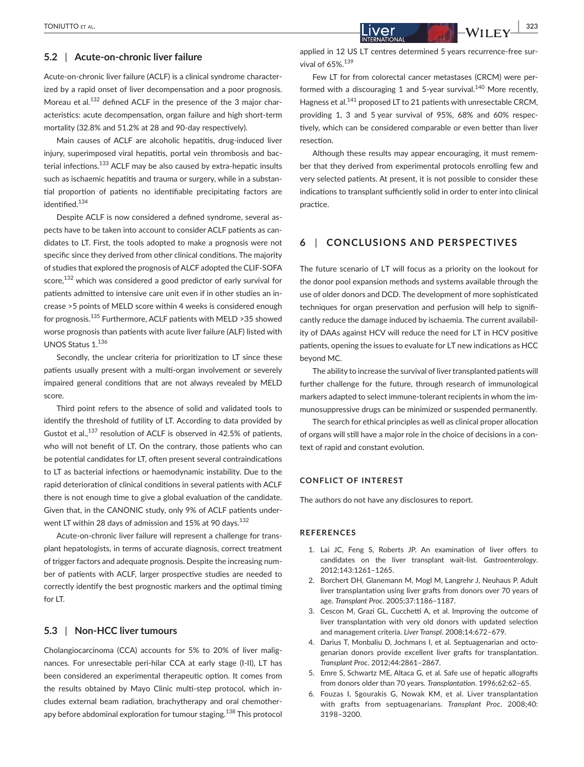## 5.2 | Acute-on-chronic liver failure

Acute-on-chronic liver failure (ACLF) is a clinical syndrome characterized by a rapid onset of liver decompensation and a poor prognosis. Moreau et al.[132] defined ACLF in the presence of the 3 major characteristics: acute decompensation, organ failure and high short-term mortality (32.8% and 51.2% at 28 and 90-day respectively).

Main causes of ACLF are alcoholic hepatitis, drug-induced liver injury, superimposed viral hepatitis, portal vein thrombosis and bacterial infections.[133] ACLF may be also caused by extra-hepatic insults such as ischaemic hepatitis and trauma or surgery, while in a substantial proportion of patients no identifiable precipitating factors are identified.[134]

Despite ACLF is now considered a defined syndrome, several aspects have to be taken into account to consider ACLF patients as candidates to LT. First, the tools adopted to make a prognosis were not specific since they derived from other clinical conditions. The majority of studies that explored the prognosis of ALCF adopted the CLIF-SOFA score,[132] which was considered a good predictor of early survival for patients admitted to intensive care unit even if in other studies an increase >5 points of MELD score within 4 weeks is considered enough for prognosis.[135] Furthermore, ACLF patients with MELD >35 showed worse prognosis than patients with acute liver failure (ALF) listed with UNOS Status 1.[136]

Secondly, the unclear criteria for prioritization to LT since these patients usually present with a multi-organ involvement or severely impaired general conditions that are not always revealed by MELD score.

Third point refers to the absence of solid and validated tools to identify the threshold of futility of LT. According to data provided by Gustot et al.,[137] resolution of ACLF is observed in 42.5% of patients, who will not benefit of LT. On the contrary, those patients who can be potential candidates for LT, often present several contraindications to LT as bacterial infections or haemodynamic instability. Due to the rapid deterioration of clinical conditions in several patients with ACLF there is not enough time to give a global evaluation of the candidate. Given that, in the CANONIC study, only 9% of ACLF patients underwent LT within 28 days of admission and 15% at 90 days.[132]

Acute-on-chronic liver failure will represent a challenge for transplant hepatologists, in terms of accurate diagnosis, correct treatment of trigger factors and adequate prognosis. Despite the increasing number of patients with ACLF, larger prospective studies are needed to correctly identify the best prognostic markers and the optimal timing for LT.

## 5.3 | Non-HCC liver tumours

Cholangiocarcinoma (CCA) accounts for 5% to 20% of liver malignances. For unresectable peri-hilar CCA at early stage (I-II), LT has been considered an experimental therapeutic option. It comes from the results obtained by Mayo Clinic multi-step protocol, which includes external beam radiation, brachytherapy and oral chemotherapy before abdominal exploration for tumour staging.[138] This protocol applied in 12 US LT centres determined 5 years recurrence-free survival of 65%.[139]

Few LT for from colorectal cancer metastases (CRCM) were performed with a discouraging 1 and 5-year survival.[140] More recently, Hagness et al.[141] proposed LT to 21 patients with unresectable CRCM, providing 1, 3 and 5 year survival of 95%, 68% and 60% respectively, which can be considered comparable or even better than liver resection.

Although these results may appear encouraging, it must remember that they derived from experimental protocols enrolling few and very selected patients. At present, it is not possible to consider these indications to transplant sufficiently solid in order to enter into clinical practice.

# 6 | CONCLUSIONS AND PERSPECTIVES

The future scenario of LT will focus as a priority on the lookout for the donor pool expansion methods and systems available through the use of older donors and DCD. The development of more sophisticated techniques for organ preservation and perfusion will help to significantly reduce the damage induced by ischaemia. The current availability of DAAs against HCV will reduce the need for LT in HCV positive patients, opening the issues to evaluate for LT new indications as HCC beyond MC.

The ability to increase the survival of liver transplanted patients will further challenge for the future, through research of immunological markers adapted to select immune-tolerant recipients in whom the immunosuppressive drugs can be minimized or suspended permanently.

The search for ethical principles as well as clinical proper allocation of organs will still have a major role in the choice of decisions in a context of rapid and constant evolution.

### CONFLICT OF INTEREST

The authors do not have any disclosures to report.

### REFERENCES

1. Lai JC, Feng S, Roberts JP. An examination of liver offers to candidates on the liver transplant wait-list. *Gastroenterology*. 2012;143:1261–1265.
2. Borchert DH, Glanemann M, Mogl M, Langrehr J, Neuhaus P. Adult liver transplantation using liver grafts from donors over 70 years of age. *Transplant Proc*. 2005;37:1186–1187.
3. Cescon M, Grazi GL, Cucchetti A, et al. Improving the outcome of liver transplantation with very old donors with updated selection and management criteria. *Liver Transpl*. 2008;14:672–679.
4. Darius T, Monbaliu D, Jochmans I, et al. Septuagenarian and octogenarian donors provide excellent liver grafts for transplantation. *Transplant Proc*. 2012;44:2861–2867.
5. Emre S, Schwartz ME, Altaca G, et al. Safe use of hepatic allografts from donors older than 70 years. *Transplantation*. 1996;62:62–65.
6. Fouzas I, Sgourakis G, Nowak KM, et al. Liver transplantation with grafts from septuagenarians. *Transplant Proc*. 2008;40: 3198–3200.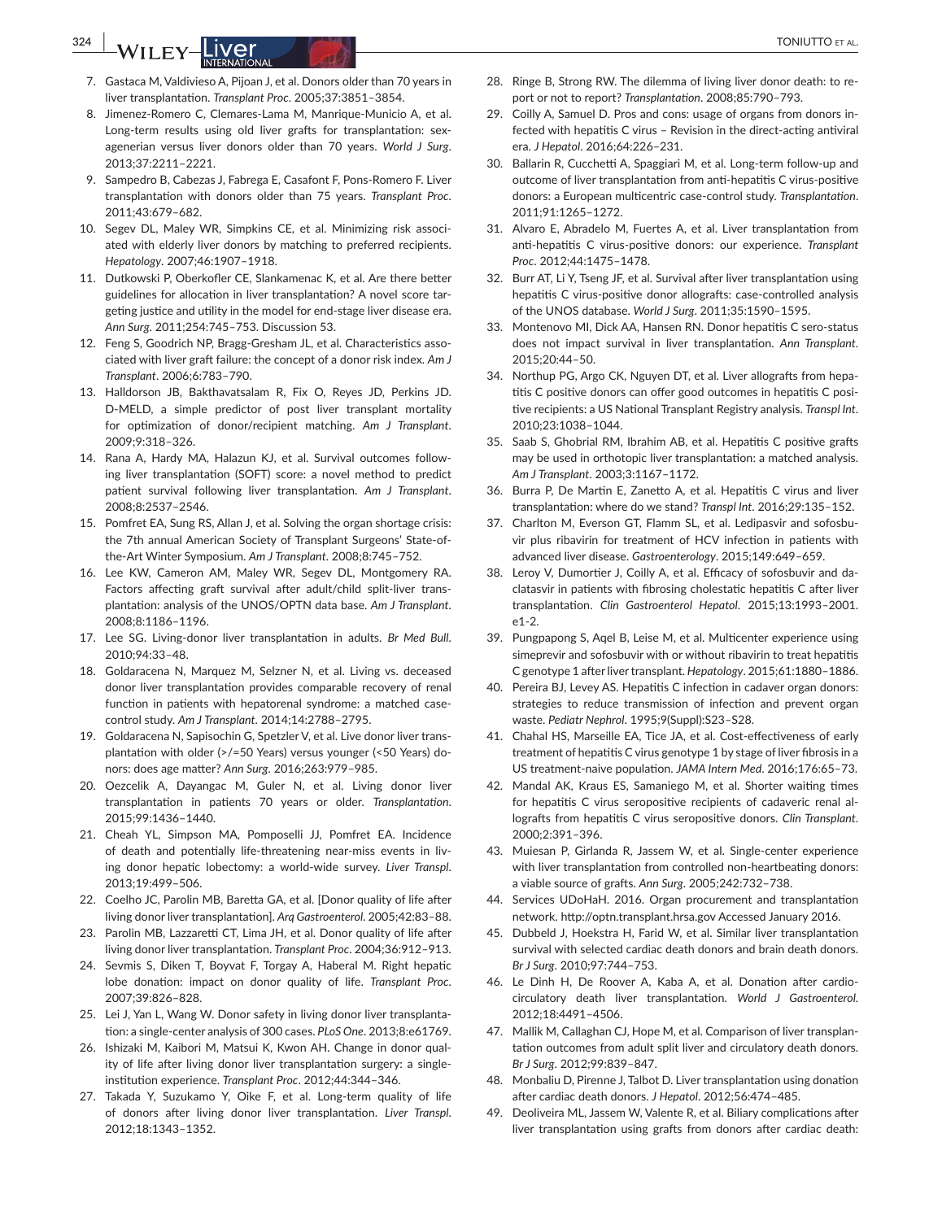7. Gastaca M, Valdivieso A, Pijoan J, et al. Donors older than 70 years in liver transplantation. *Transplant Proc*. 2005;37:3851–3854.
8. Jimenez-Romero C, Clemares-Lama M, Manrique-Municio A, et al. Long-term results using old liver grafts for transplantation: sexagenerian versus liver donors older than 70 years. *World J Surg*. 2013;37:2211–2221.
9. Sampedro B, Cabezas J, Fabrega E, Casafont F, Pons-Romero F. Liver transplantation with donors older than 75 years. *Transplant Proc*. 2011;43:679–682.
10. Segev DL, Maley WR, Simpkins CE, et al. Minimizing risk associated with elderly liver donors by matching to preferred recipients. *Hepatology*. 2007;46:1907–1918.
11. Dutkowski P, Oberkofler CE, Slankamenac K, et al. Are there better guidelines for allocation in liver transplantation? A novel score targeting justice and utility in the model for end-stage liver disease era. *Ann Surg*. 2011;254:745–753. Discussion 53.
12. Feng S, Goodrich NP, Bragg-Gresham JL, et al. Characteristics associated with liver graft failure: the concept of a donor risk index. *Am J Transplant*. 2006;6:783–790.
13. Halldorson JB, Bakthavatsalam R, Fix O, Reyes JD, Perkins JD. D-MELD, a simple predictor of post liver transplant mortality for optimization of donor/recipient matching. *Am J Transplant*. 2009;9:318–326.
14. Rana A, Hardy MA, Halazun KJ, et al. Survival outcomes following liver transplantation (SOFT) score: a novel method to predict patient survival following liver transplantation. *Am J Transplant*. 2008;8:2537–2546.
15. Pomfret EA, Sung RS, Allan J, et al. Solving the organ shortage crisis: the 7th annual American Society of Transplant Surgeons' State-of-the-Art Winter Symposium. *Am J Transplant*. 2008;8:745–752.
16. Lee KW, Cameron AM, Maley WR, Segev DL, Montgomery RA. Factors affecting graft survival after adult/child split-liver transplantation: analysis of the UNOS/OPTN data base. *Am J Transplant*. 2008;8:1186–1196.
17. Lee SG. Living-donor liver transplantation in adults. *Br Med Bull*. 2010;94:33–48.
18. Goldaracena N, Marquez M, Selzner N, et al. Living vs. deceased donor liver transplantation provides comparable recovery of renal function in patients with hepatorenal syndrome: a matched case-control study. *Am J Transplant*. 2014;14:2788–2795.
19. Goldaracena N, Sapisochin G, Spetzler V, et al. Live donor liver transplantation with older (>/=50 Years) versus younger (<50 Years) donors: does age matter? *Ann Surg*. 2016;263:979–985.
20. Oezcelik A, Dayangac M, Guler N, et al. Living donor liver transplantation in patients 70 years or older. *Transplantation*. 2015;99:1436–1440.
21. Cheah YL, Simpson MA, Pomposelli JJ, Pomfret EA. Incidence of death and potentially life-threatening near-miss events in living donor hepatic lobectomy: a world-wide survey. *Liver Transpl*. 2013;19:499–506.
22. Coelho JC, Parolin MB, Baretta GA, et al. [Donor quality of life after living donor liver transplantation]. *Arq Gastroenterol*. 2005;42:83–88.
23. Parolin MB, Lazzaretti CT, Lima JH, et al. Donor quality of life after living donor liver transplantation. *Transplant Proc*. 2004;36:912–913.
24. Sevmis S, Diken T, Boyvat F, Torgay A, Haberal M. Right hepatic lobe donation: impact on donor quality of life. *Transplant Proc*. 2007;39:826–828.
25. Lei J, Yan L, Wang W. Donor safety in living donor liver transplantation: a single-center analysis of 300 cases. *PLoS One*. 2013;8:e61769.
26. Ishizaki M, Kaibori M, Matsui K, Kwon AH. Change in donor quality of life after living donor liver transplantation surgery: a single-institution experience. *Transplant Proc*. 2012;44:344–346.
27. Takada Y, Suzukamo Y, Oike F, et al. Long-term quality of life of donors after living donor liver transplantation. *Liver Transpl*. 2012;18:1343–1352.
28. Ringe B, Strong RW. The dilemma of living liver donor death: to report or not to report? *Transplantation*. 2008;85:790–793.
29. Coilly A, Samuel D. Pros and cons: usage of organs from donors infected with hepatitis C virus – Revision in the direct-acting antiviral era. *J Hepatol*. 2016;64:226–231.
30. Ballarin R, Cucchetti A, Spaggiari M, et al. Long-term follow-up and outcome of liver transplantation from anti-hepatitis C virus-positive donors: a European multicentric case-control study. *Transplantation*. 2011;91:1265–1272.
31. Alvaro E, Abradelo M, Fuertes A, et al. Liver transplantation from anti-hepatitis C virus-positive donors: our experience. *Transplant Proc*. 2012;44:1475–1478.
32. Burr AT, Li Y, Tseng JF, et al. Survival after liver transplantation using hepatitis C virus-positive donor allografts: case-controlled analysis of the UNOS database. *World J Surg*. 2011;35:1590–1595.
33. Montenovo MI, Dick AA, Hansen RN. Donor hepatitis C sero-status does not impact survival in liver transplantation. *Ann Transplant*. 2015;20:44–50.
34. Northup PG, Argo CK, Nguyen DT, et al. Liver allografts from hepatitis C positive donors can offer good outcomes in hepatitis C positive recipients: a US National Transplant Registry analysis. *Transpl Int*. 2010;23:1038–1044.
35. Saab S, Ghobrial RM, Ibrahim AB, et al. Hepatitis C positive grafts may be used in orthotopic liver transplantation: a matched analysis. *Am J Transplant*. 2003;3:1167–1172.
36. Burra P, De Martin E, Zanetto A, et al. Hepatitis C virus and liver transplantation: where do we stand? *Transpl Int*. 2016;29:135–152.
37. Charlton M, Everson GT, Flamm SL, et al. Ledipasvir and sofosbuvir plus ribavirin for treatment of HCV infection in patients with advanced liver disease. *Gastroenterology*. 2015;149:649–659.
38. Leroy V, Dumortier J, Coilly A, et al. Efficacy of sofosbuvir and daclatasvir in patients with fibrosing cholestatic hepatitis C after liver transplantation. *Clin Gastroenterol Hepatol*. 2015;13:1993–2001. e1-2.
39. Pungpapong S, Aqel B, Leise M, et al. Multicenter experience using simeprevir and sofosbuvir with or without ribavirin to treat hepatitis C genotype 1 after liver transplant. *Hepatology*. 2015;61:1880–1886.
40. Pereira BJ, Levey AS. Hepatitis C infection in cadaver organ donors: strategies to reduce transmission of infection and prevent organ waste. *Pediatr Nephrol*. 1995;9(Suppl):S23–S28.
41. Chahal HS, Marseille EA, Tice JA, et al. Cost-effectiveness of early treatment of hepatitis C virus genotype 1 by stage of liver fibrosis in a US treatment-naive population. *JAMA Intern Med*. 2016;176:65–73.
42. Mandal AK, Kraus ES, Samaniego M, et al. Shorter waiting times for hepatitis C virus seropositive recipients of cadaveric renal allografts from hepatitis C virus seropositive donors. *Clin Transplant*. 2000;2:391–396.
43. Muiesan P, Girlanda R, Jassem W, et al. Single-center experience with liver transplantation from controlled non-heartbeating donors: a viable source of grafts. *Ann Surg*. 2005;242:732–738.
44. Services UDoHaH. 2016. Organ procurement and transplantation network. http://optn.transplant.hrsa.gov Accessed January 2016.
45. Dubbeld J, Hoekstra H, Farid W, et al. Similar liver transplantation survival with selected cardiac death donors and brain death donors. *Br J Surg*. 2010;97:744–753.
46. Le Dinh H, De Roover A, Kaba A, et al. Donation after cardio-circulatory death liver transplantation. *World J Gastroenterol*. 2012;18:4491–4506.
47. Mallik M, Callaghan CJ, Hope M, et al. Comparison of liver transplantation outcomes from adult split liver and circulatory death donors. *Br J Surg*. 2012;99:839–847.
48. Monbaliu D, Pirenne J, Talbot D. Liver transplantation using donation after cardiac death donors. *J Hepatol*. 2012;56:474–485.
49. Deoliveira ML, Jassem W, Valente R, et al. Biliary complications after liver transplantation using grafts from donors after cardiac death: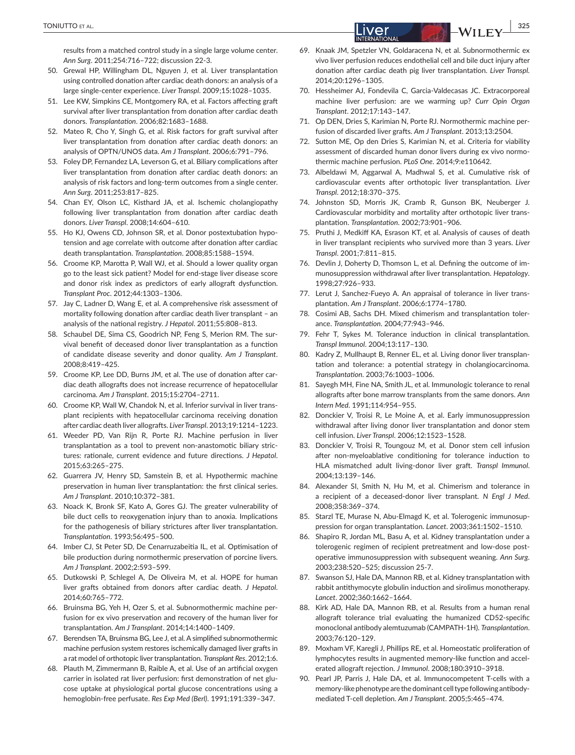results from a matched control study in a single large volume center. *Ann Surg*. 2011;254:716–722; discussion 22-3.

50. Grewal HP, Willingham DL, Nguyen J, et al. Liver transplantation using controlled donation after cardiac death donors: an analysis of a large single-center experience. *Liver Transpl*. 2009;15:1028–1035.
51. Lee KW, Simpkins CE, Montgomery RA, et al. Factors affecting graft survival after liver transplantation from donation after cardiac death donors. *Transplantation*. 2006;82:1683–1688.
52. Mateo R, Cho Y, Singh G, et al. Risk factors for graft survival after liver transplantation from donation after cardiac death donors: an analysis of OPTN/UNOS data. *Am J Transplant*. 2006;6:791–796.
53. Foley DP, Fernandez LA, Leverson G, et al. Biliary complications after liver transplantation from donation after cardiac death donors: an analysis of risk factors and long-term outcomes from a single center. *Ann Surg*. 2011;253:817–825.
54. Chan EY, Olson LC, Kisthard JA, et al. Ischemic cholangiopathy following liver transplantation from donation after cardiac death donors. *Liver Transpl*. 2008;14:604–610.
55. Ho KJ, Owens CD, Johnson SR, et al. Donor postextubation hypotension and age correlate with outcome after donation after cardiac death transplantation. *Transplantation*. 2008;85:1588–1594.
56. Croome KP, Marotta P, Wall WJ, et al. Should a lower quality organ go to the least sick patient? Model for end-stage liver disease score and donor risk index as predictors of early allograft dysfunction. *Transplant Proc*. 2012;44:1303–1306.
57. Jay C, Ladner D, Wang E, et al. A comprehensive risk assessment of mortality following donation after cardiac death liver transplant – an analysis of the national registry. *J Hepatol*. 2011;55:808–813.
58. Schaubel DE, Sima CS, Goodrich NP, Feng S, Merion RM. The survival benefit of deceased donor liver transplantation as a function of candidate disease severity and donor quality. *Am J Transplant*. 2008;8:419–425.
59. Croome KP, Lee DD, Burns JM, et al. The use of donation after cardiac death allografts does not increase recurrence of hepatocellular carcinoma. *Am J Transplant*. 2015;15:2704–2711.
60. Croome KP, Wall W, Chandok N, et al. Inferior survival in liver transplant recipients with hepatocellular carcinoma receiving donation after cardiac death liver allografts. *Liver Transpl*. 2013;19:1214–1223.
61. Weeder PD, Van Rijn R, Porte RJ. Machine perfusion in liver transplantation as a tool to prevent non-anastomotic biliary strictures: rationale, current evidence and future directions. *J Hepatol*. 2015;63:265–275.
62. Guarrera JV, Henry SD, Samstein B, et al. Hypothermic machine preservation in human liver transplantation: the first clinical series. *Am J Transplant*. 2010;10:372–381.
63. Noack K, Bronk SF, Kato A, Gores GJ. The greater vulnerability of bile duct cells to reoxygenation injury than to anoxia. Implications for the pathogenesis of biliary strictures after liver transplantation. *Transplantation*. 1993;56:495–500.
64. Imber CJ, St Peter SD, De Cenarruzabeitia IL, et al. Optimisation of bile production during normothermic preservation of porcine livers. *Am J Transplant*. 2002;2:593–599.
65. Dutkowski P, Schlegel A, De Oliveira M, et al. HOPE for human liver grafts obtained from donors after cardiac death. *J Hepatol*. 2014;60:765–772.
66. Bruinsma BG, Yeh H, Ozer S, et al. Subnormothermic machine perfusion for ex vivo preservation and recovery of the human liver for transplantation. *Am J Transplant*. 2014;14:1400–1409.
67. Berendsen TA, Bruinsma BG, Lee J, et al. A simplified subnormothermic machine perfusion system restores ischemically damaged liver grafts in a rat model of orthotopic liver transplantation. *Transplant Res*. 2012;1:6.
68. Plauth M, Zimmermann B, Raible A, et al. Use of an artificial oxygen carrier in isolated rat liver perfusion: first demonstration of net glucose uptake at physiological portal glucose concentrations using a hemoglobin-free perfusate. *Res Exp Med (Berl)*. 1991;191:339–347.
69. Knaak JM, Spetzler VN, Goldaracena N, et al. Subnormothermic ex vivo liver perfusion reduces endothelial cell and bile duct injury after donation after cardiac death pig liver transplantation. *Liver Transpl*. 2014;20:1296–1305.
70. Hessheimer AJ, Fondevila C, Garcia-Valdecasas JC. Extracorporeal machine liver perfusion: are we warming up? *Curr Opin Organ Transplant*. 2012;17:143–147.
71. Op DEN, Dries S, Karimian N, Porte RJ. Normothermic machine perfusion of discarded liver grafts. *Am J Transplant*. 2013;13:2504.
72. Sutton ME, Op den Dries S, Karimian N, et al. Criteria for viability assessment of discarded human donor livers during ex vivo normothermic machine perfusion. *PLoS One*. 2014;9:e110642.
73. Albeldawi M, Aggarwal A, Madhwal S, et al. Cumulative risk of cardiovascular events after orthotopic liver transplantation. *Liver Transpl*. 2012;18:370–375.
74. Johnston SD, Morris JK, Cramb R, Gunson BK, Neuberger J. Cardiovascular morbidity and mortality after orthotopic liver transplantation. *Transplantation*. 2002;73:901–906.
75. Pruthi J, Medkiff KA, Esrason KT, et al. Analysis of causes of death in liver transplant recipients who survived more than 3 years. *Liver Transpl*. 2001;7:811–815.
76. Devlin J, Doherty D, Thomson L, et al. Defining the outcome of immunosuppression withdrawal after liver transplantation. *Hepatology*. 1998;27:926–933.
77. Lerut J, Sanchez-Fueyo A. An appraisal of tolerance in liver transplantation. *Am J Transplant*. 2006;6:1774–1780.
78. Cosimi AB, Sachs DH. Mixed chimerism and transplantation tolerance. *Transplantation*. 2004;77:943–946.
79. Fehr T, Sykes M. Tolerance induction in clinical transplantation. *Transpl Immunol*. 2004;13:117–130.
80. Kadry Z, Mullhaupt B, Renner EL, et al. Living donor liver transplantation and tolerance: a potential strategy in cholangiocarcinoma. *Transplantation*. 2003;76:1003–1006.
81. Sayegh MH, Fine NA, Smith JL, et al. Immunologic tolerance to renal allografts after bone marrow transplants from the same donors. *Ann Intern Med*. 1991;114:954–955.
82. Donckier V, Troisi R, Le Moine A, et al. Early immunosuppression withdrawal after living donor liver transplantation and donor stem cell infusion. *Liver Transpl*. 2006;12:1523–1528.
83. Donckier V, Troisi R, Toungouz M, et al. Donor stem cell infusion after non-myeloablative conditioning for tolerance induction to HLA mismatched adult living-donor liver graft. *Transpl Immunol*. 2004;13:139–146.
84. Alexander SI, Smith N, Hu M, et al. Chimerism and tolerance in a recipient of a deceased-donor liver transplant. *N Engl J Med*. 2008;358:369–374.
85. Starzl TE, Murase N, Abu-Elmagd K, et al. Tolerogenic immunosuppression for organ transplantation. *Lancet*. 2003;361:1502–1510.
86. Shapiro R, Jordan ML, Basu A, et al. Kidney transplantation under a tolerogenic regimen of recipient pretreatment and low-dose postoperative immunosuppression with subsequent weaning. *Ann Surg*. 2003;238:520–525; discussion 25-7.
87. Swanson SJ, Hale DA, Mannon RB, et al. Kidney transplantation with rabbit antithymocyte globulin induction and sirolimus monotherapy. *Lancet*. 2002;360:1662–1664.
88. Kirk AD, Hale DA, Mannon RB, et al. Results from a human renal allograft tolerance trial evaluating the humanized CD52-specific monoclonal antibody alemtuzumab (CAMPATH-1H). *Transplantation*. 2003;76:120–129.
89. Moxham VF, Karegli J, Phillips RE, et al. Homeostatic proliferation of lymphocytes results in augmented memory-like function and accelerated allograft rejection. *J Immunol*. 2008;180:3910–3918.
90. Pearl JP, Parris J, Hale DA, et al. Immunocompetent T-cells with a memory-like phenotype are the dominant cell type following antibody-mediated T-cell depletion. *Am J Transplant*. 2005;5:465–474.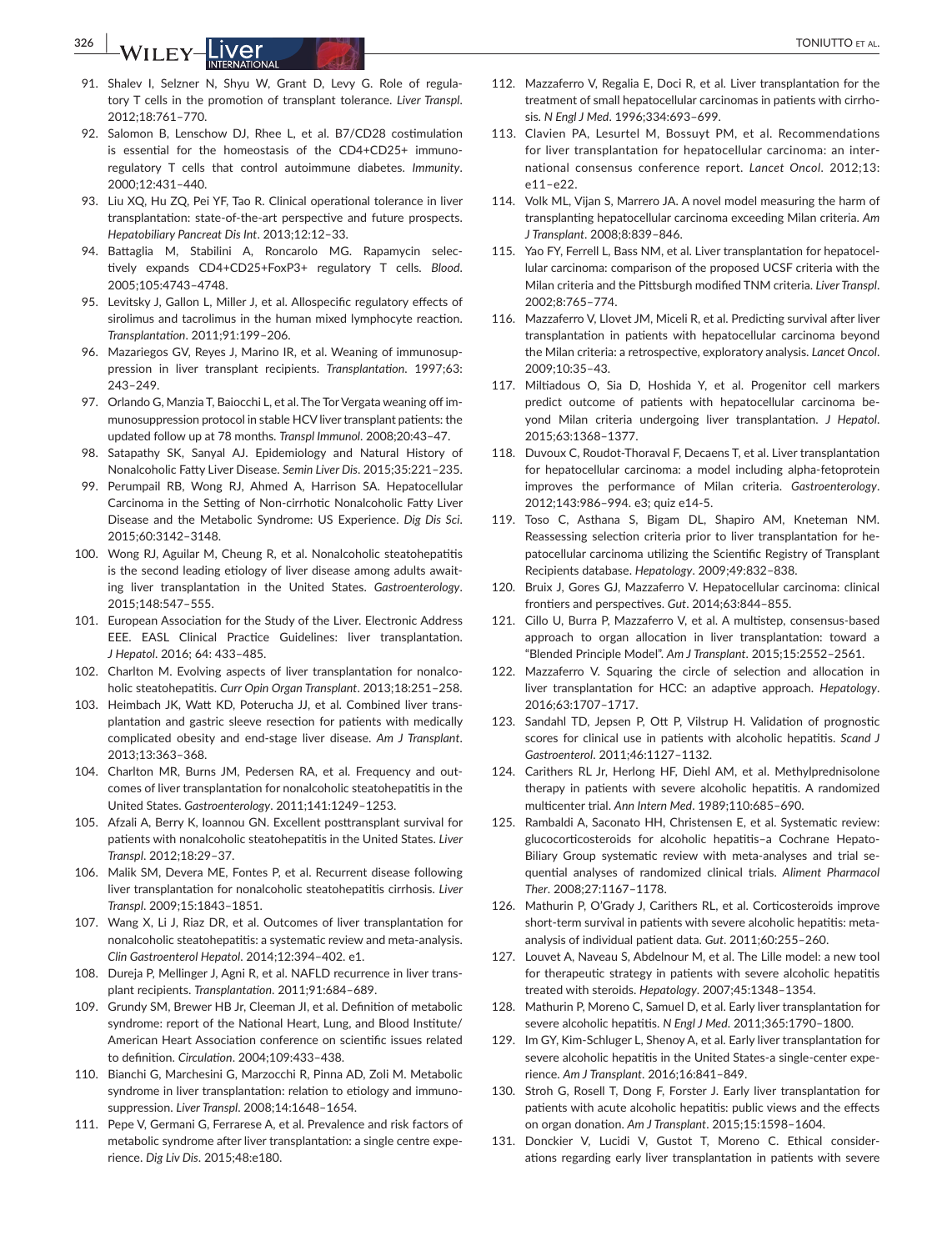91. Shalev I, Selzner N, Shyu W, Grant D, Levy G. Role of regulatory T cells in the promotion of transplant tolerance. *Liver Transpl*. 2012;18:761–770.
92. Salomon B, Lenschow DJ, Rhee L, et al. B7/CD28 costimulation is essential for the homeostasis of the CD4+CD25+ immunoregulatory T cells that control autoimmune diabetes. *Immunity*. 2000;12:431–440.
93. Liu XQ, Hu ZQ, Pei YF, Tao R. Clinical operational tolerance in liver transplantation: state-of-the-art perspective and future prospects. *Hepatobiliary Pancreat Dis Int*. 2013;12:12–33.
94. Battaglia M, Stabilini A, Roncarolo MG. Rapamycin selectively expands CD4+CD25+FoxP3+ regulatory T cells. *Blood*. 2005;105:4743–4748.
95. Levitsky J, Gallon L, Miller J, et al. Allospecific regulatory effects of sirolimus and tacrolimus in the human mixed lymphocyte reaction. *Transplantation*. 2011;91:199–206.
96. Mazariegos GV, Reyes J, Marino IR, et al. Weaning of immunosuppression in liver transplant recipients. *Transplantation*. 1997;63:243–249.
97. Orlando G, Manzia T, Baiocchi L, et al. The Tor Vergata weaning off immunosuppression protocol in stable HCV liver transplant patients: the updated follow up at 78 months. *Transpl Immunol*. 2008;20:43–47.
98. Satapathy SK, Sanyal AJ. Epidemiology and Natural History of Nonalcoholic Fatty Liver Disease. *Semin Liver Dis*. 2015;35:221–235.
99. Perumpail RB, Wong RJ, Ahmed A, Harrison SA. Hepatocellular Carcinoma in the Setting of Non-cirrhotic Nonalcoholic Fatty Liver Disease and the Metabolic Syndrome: US Experience. *Dig Dis Sci*. 2015;60:3142–3148.
100. Wong RJ, Aguilar M, Cheung R, et al. Nonalcoholic steatohepatitis is the second leading etiology of liver disease among adults awaiting liver transplantation in the United States. *Gastroenterology*. 2015;148:547–555.
101. European Association for the Study of the Liver. Electronic Address EEE. EASL Clinical Practice Guidelines: liver transplantation. *J Hepatol*. 2016; 64: 433–485.
102. Charlton M. Evolving aspects of liver transplantation for nonalcoholic steatohepatitis. *Curr Opin Organ Transplant*. 2013;18:251–258.
103. Heimbach JK, Watt KD, Poterucha JJ, et al. Combined liver transplantation and gastric sleeve resection for patients with medically complicated obesity and end-stage liver disease. *Am J Transplant*. 2013;13:363–368.
104. Charlton MR, Burns JM, Pedersen RA, et al. Frequency and outcomes of liver transplantation for nonalcoholic steatohepatitis in the United States. *Gastroenterology*. 2011;141:1249–1253.
105. Afzali A, Berry K, Ioannou GN. Excellent posttransplant survival for patients with nonalcoholic steatohepatitis in the United States. *Liver Transpl*. 2012;18:29–37.
106. Malik SM, Devera ME, Fontes P, et al. Recurrent disease following liver transplantation for nonalcoholic steatohepatitis cirrhosis. *Liver Transpl*. 2009;15:1843–1851.
107. Wang X, Li J, Riaz DR, et al. Outcomes of liver transplantation for nonalcoholic steatohepatitis: a systematic review and meta-analysis. *Clin Gastroenterol Hepatol*. 2014;12:394–402. e1.
108. Dureja P, Mellinger J, Agni R, et al. NAFLD recurrence in liver transplant recipients. *Transplantation*. 2011;91:684–689.
109. Grundy SM, Brewer HB Jr, Cleeman JI, et al. Definition of metabolic syndrome: report of the National Heart, Lung, and Blood Institute/American Heart Association conference on scientific issues related to definition. *Circulation*. 2004;109:433–438.
110. Bianchi G, Marchesini G, Marzocchi R, Pinna AD, Zoli M. Metabolic syndrome in liver transplantation: relation to etiology and immunosuppression. *Liver Transpl*. 2008;14:1648–1654.
111. Pepe V, Germani G, Ferrarese A, et al. Prevalence and risk factors of metabolic syndrome after liver transplantation: a single centre experience. *Dig Liv Dis*. 2015;48:e180.
112. Mazzaferro V, Regalia E, Doci R, et al. Liver transplantation for the treatment of small hepatocellular carcinomas in patients with cirrhosis. *N Engl J Med*. 1996;334:693–699.
113. Clavien PA, Lesurtel M, Bossuyt PM, et al. Recommendations for liver transplantation for hepatocellular carcinoma: an international consensus conference report. *Lancet Oncol*. 2012;13:e11–e22.
114. Volk ML, Vijan S, Marrero JA. A novel model measuring the harm of transplanting hepatocellular carcinoma exceeding Milan criteria. *Am J Transplant*. 2008;8:839–846.
115. Yao FY, Ferrell L, Bass NM, et al. Liver transplantation for hepatocellular carcinoma: comparison of the proposed UCSF criteria with the Milan criteria and the Pittsburgh modified TNM criteria. *Liver Transpl*. 2002;8:765–774.
116. Mazzaferro V, Llovet JM, Miceli R, et al. Predicting survival after liver transplantation in patients with hepatocellular carcinoma beyond the Milan criteria: a retrospective, exploratory analysis. *Lancet Oncol*. 2009;10:35–43.
117. Miltiadous O, Sia D, Hoshida Y, et al. Progenitor cell markers predict outcome of patients with hepatocellular carcinoma beyond Milan criteria undergoing liver transplantation. *J Hepatol*. 2015;63:1368–1377.
118. Duvoux C, Roudot-Thoraval F, Decaens T, et al. Liver transplantation for hepatocellular carcinoma: a model including alpha-fetoprotein improves the performance of Milan criteria. *Gastroenterology*. 2012;143:986–994. e3; quiz e14-5.
119. Toso C, Asthana S, Bigam DL, Shapiro AM, Kneteman NM. Reassessing selection criteria prior to liver transplantation for hepatocellular carcinoma utilizing the Scientific Registry of Transplant Recipients database. *Hepatology*. 2009;49:832–838.
120. Bruix J, Gores GJ, Mazzaferro V. Hepatocellular carcinoma: clinical frontiers and perspectives. *Gut*. 2014;63:844–855.
121. Cillo U, Burra P, Mazzaferro V, et al. A multistep, consensus-based approach to organ allocation in liver transplantation: toward a "Blended Principle Model". *Am J Transplant*. 2015;15:2552–2561.
122. Mazzaferro V. Squaring the circle of selection and allocation in liver transplantation for HCC: an adaptive approach. *Hepatology*. 2016;63:1707–1717.
123. Sandahl TD, Jepsen P, Ott P, Vilstrup H. Validation of prognostic scores for clinical use in patients with alcoholic hepatitis. *Scand J Gastroenterol*. 2011;46:1127–1132.
124. Carithers RL Jr, Herlong HF, Diehl AM, et al. Methylprednisolone therapy in patients with severe alcoholic hepatitis. A randomized multicenter trial. *Ann Intern Med*. 1989;110:685–690.
125. Rambaldi A, Saconato HH, Christensen E, et al. Systematic review: glucocorticosteroids for alcoholic hepatitis–a Cochrane Hepato-Biliary Group systematic review with meta-analyses and trial sequential analyses of randomized clinical trials. *Aliment Pharmacol Ther*. 2008;27:1167–1178.
126. Mathurin P, O'Grady J, Carithers RL, et al. Corticosteroids improve short-term survival in patients with severe alcoholic hepatitis: meta-analysis of individual patient data. *Gut*. 2011;60:255–260.
127. Louvet A, Naveau S, Abdelnour M, et al. The Lille model: a new tool for therapeutic strategy in patients with severe alcoholic hepatitis treated with steroids. *Hepatology*. 2007;45:1348–1354.
128. Mathurin P, Moreno C, Samuel D, et al. Early liver transplantation for severe alcoholic hepatitis. *N Engl J Med*. 2011;365:1790–1800.
129. Im GY, Kim-Schluger L, Shenoy A, et al. Early liver transplantation for severe alcoholic hepatitis in the United States-a single-center experience. *Am J Transplant*. 2016;16:841–849.
130. Stroh G, Rosell T, Dong F, Forster J. Early liver transplantation for patients with acute alcoholic hepatitis: public views and the effects on organ donation. *Am J Transplant*. 2015;15:1598–1604.
131. Donckier V, Lucidi V, Gustot T, Moreno C. Ethical considerations regarding early liver transplantation in patients with severe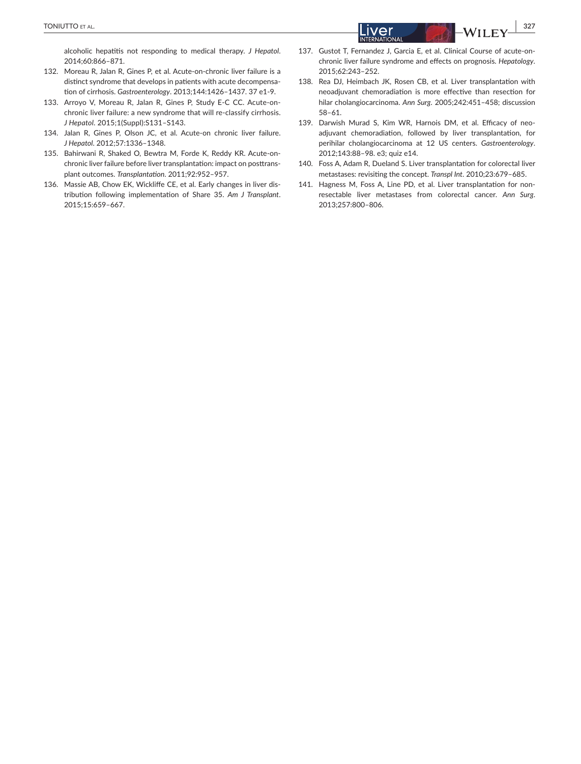alcoholic hepatitis not responding to medical therapy. *J Hepatol*. 2014;60:866–871.

132. Moreau R, Jalan R, Gines P, et al. Acute-on-chronic liver failure is a distinct syndrome that develops in patients with acute decompensation of cirrhosis. *Gastroenterology*. 2013;144:1426–1437. 37 e1-9.
133. Arroyo V, Moreau R, Jalan R, Gines P, Study E-C CC. Acute-on-chronic liver failure: a new syndrome that will re-classify cirrhosis. *J Hepatol*. 2015;1(Suppl):S131–S143.
134. Jalan R, Gines P, Olson JC, et al. Acute-on chronic liver failure. *J Hepatol*. 2012;57:1336–1348.
135. Bahirwani R, Shaked O, Bewtra M, Forde K, Reddy KR. Acute-on-chronic liver failure before liver transplantation: impact on posttransplant outcomes. *Transplantation*. 2011;92:952–957.
136. Massie AB, Chow EK, Wickliffe CE, et al. Early changes in liver distribution following implementation of Share 35. *Am J Transplant*. 2015;15:659–667.
137. Gustot T, Fernandez J, Garcia E, et al. Clinical Course of acute-on-chronic liver failure syndrome and effects on prognosis. *Hepatology*. 2015;62:243–252.
138. Rea DJ, Heimbach JK, Rosen CB, et al. Liver transplantation with neoadjuvant chemoradiation is more effective than resection for hilar cholangiocarcinoma. *Ann Surg*. 2005;242:451–458; discussion 58–61.
139. Darwish Murad S, Kim WR, Harnois DM, et al. Efficacy of neoadjuvant chemoradiation, followed by liver transplantation, for perihilar cholangiocarcinoma at 12 US centers. *Gastroenterology*. 2012;143:88–98. e3; quiz e14.
140. Foss A, Adam R, Dueland S. Liver transplantation for colorectal liver metastases: revisiting the concept. *Transpl Int*. 2010;23:679–685.
141. Hagness M, Foss A, Line PD, et al. Liver transplantation for nonresectable liver metastases from colorectal cancer. *Ann Surg*. 2013;257:800–806.